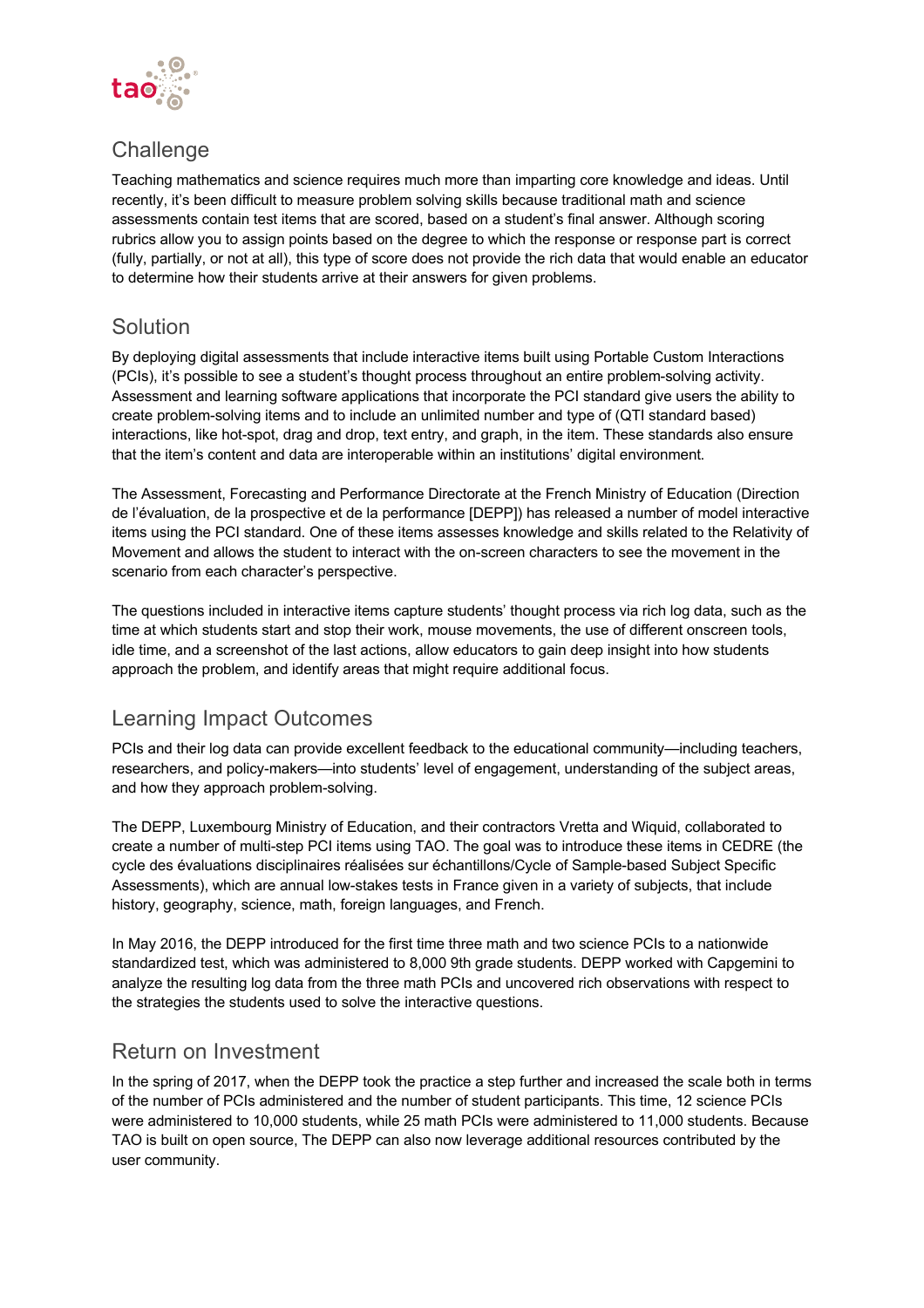## Challenge

Teaching mathematics and science requires much more than imparting core knowledge and ideas. Until recently, it's been difficult to measure problem solving skills because traditional math and science assessments contain test items that are scored, based on a student's final answer. Although scoring rubrics allow you to assign points based on the degree to which the response or response part is correct (fully, partially, or not at all), this type of score does not provide the rich data that would enable an educator to determine how their students arrive at their answers for given problems.

## Solution

By deploying digital assessments that include interactive items built using Portable Custom Interactions (PCIs), it's possible to see a student's thought process throughout an entire problem-solving activity. Assessment and learning software applications that incorporate the PCI standard give users the ability to create problem-solving items and to include an unlimited number and type of (QTI standard based) interactions, like hot-spot, drag and drop, text entry, and graph, in the item. These standards also ensure that the item's content and data are interoperable within an institutions' digital environment.

The Assessment, Forecasting and Performance Directorate at the French Ministry of Education (Direction de l'évaluation, de la prospective et de la performance [DEPP]) has released a number of model interactive items using the PCI standard. One of these items assesses knowledge and skills related to the Relativity of Movement and allows the student to interact with the on-screen characters to see the movement in the scenario from each character's perspective.

The questions included in interactive items capture students' thought process via rich log data, such as the time at which students start and stop their work, mouse movements, the use of different onscreen tools, idle time, and a screenshot of the last actions, allow educators to gain deep insight into how students approach the problem, and identify areas that might require additional focus.

## Learning Impact Outcomes

PCIs and their log data can provide excellent feedback to the educational community—including teachers, researchers, and policy-makers—into students' level of engagement, understanding of the subject areas, and how they approach problem-solving.

The DEPP, Luxembourg Ministry of Education, and their contractors Vretta and Wiquid, collaborated to create a number of multi-step PCI items using TAO. The goal was to introduce these items in CEDRE (the cycle des évaluations disciplinaires réalisées sur échantillons/Cycle of Sample-based Subject Specific Assessments), which are annual low-stakes tests in France given in a variety of subjects, that include history, geography, science, math, foreign languages, and French.

In May 2016, the DEPP introduced for the first time three math and two science PCIs to a nationwide standardized test, which was administered to 8,000 9th grade students. DEPP worked with Capgemini to analyze the resulting log data from the three math PCIs and uncovered rich observations with respect to the strategies the students used to solve the interactive questions.

## Return on Investment

In the spring of 2017, when the DEPP took the practice a step further and increased the scale both in terms of the number of PCIs administered and the number of student participants. This time, 12 science PCIs were administered to 10,000 students, while 25 math PCIs were administered to 11,000 students. Because TAO is built on open source, The DEPP can also now leverage additional resources contributed by the user community.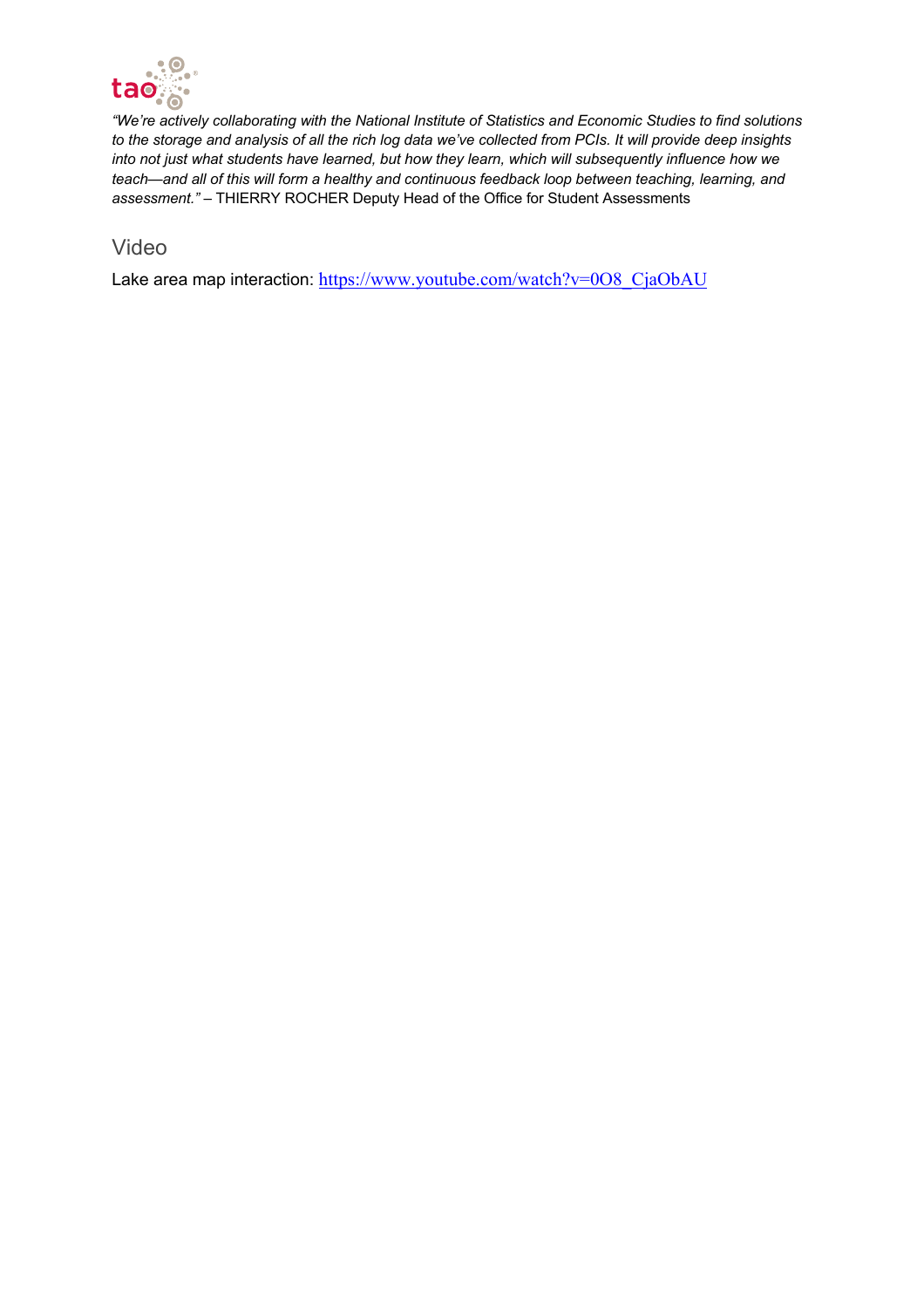*"We're actively collaborating with the National Institute of Statistics and Economic Studies to find solutions to the storage and analysis of all the rich log data we've collected from PCIs. It will provide deep insights into not just what students have learned, but how they learn, which will subsequently influence how we teach—and all of this will form a healthy and continuous feedback loop between teaching, learning, and assessment."* – THIERRY ROCHER Deputy Head of the Office for Student Assessments

## Video

Lake area map interaction: https://www.youtube.com/watch?v=0O8_CjaObAU